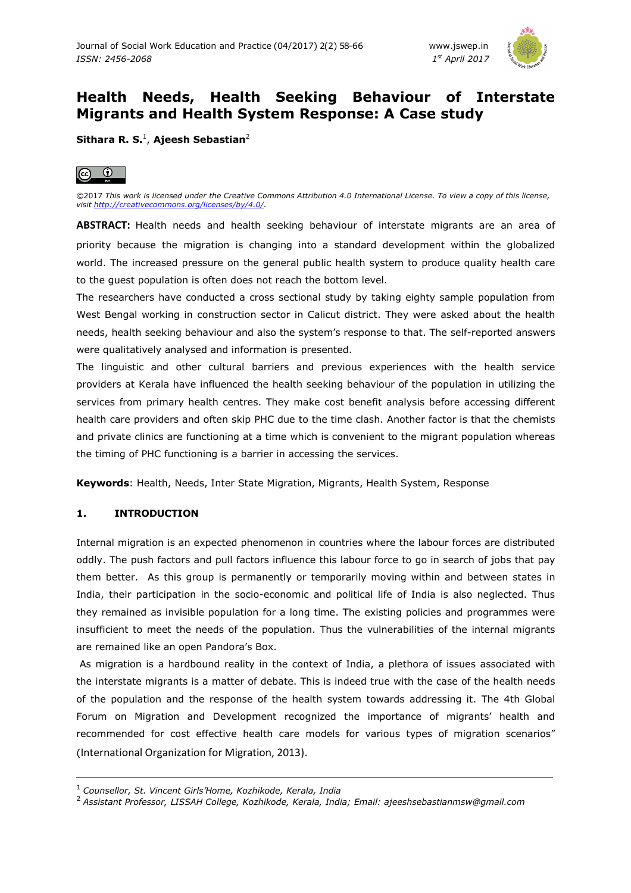# Health Needs, Health Seeking Behaviour of Interstate Migrants and Health System Response: A Case study

**Sithara R. S.**[1], **Ajeesh Sebastian**[2]

©2017 *This work is licensed under the Creative Commons Attribution 4.0 International License. To view a copy of this license, visit http://creativecommons.org/licenses/by/4.0/.*

**ABSTRACT:** Health needs and health seeking behaviour of interstate migrants are an area of priority because the migration is changing into a standard development within the globalized world. The increased pressure on the general public health system to produce quality health care to the guest population is often does not reach the bottom level.

The researchers have conducted a cross sectional study by taking eighty sample population from West Bengal working in construction sector in Calicut district. They were asked about the health needs, health seeking behaviour and also the system's response to that. The self-reported answers were qualitatively analysed and information is presented.

The linguistic and other cultural barriers and previous experiences with the health service providers at Kerala have influenced the health seeking behaviour of the population in utilizing the services from primary health centres. They make cost benefit analysis before accessing different health care providers and often skip PHC due to the time clash. Another factor is that the chemists and private clinics are functioning at a time which is convenient to the migrant population whereas the timing of PHC functioning is a barrier in accessing the services.

**Keywords**: Health, Needs, Inter State Migration, Migrants, Health System, Response

## 1. INTRODUCTION

Internal migration is an expected phenomenon in countries where the labour forces are distributed oddly. The push factors and pull factors influence this labour force to go in search of jobs that pay them better. As this group is permanently or temporarily moving within and between states in India, their participation in the socio-economic and political life of India is also neglected. Thus they remained as invisible population for a long time. The existing policies and programmes were insufficient to meet the needs of the population. Thus the vulnerabilities of the internal migrants are remained like an open Pandora's Box.

As migration is a hardbound reality in the context of India, a plethora of issues associated with the interstate migrants is a matter of debate. This is indeed true with the case of the health needs of the population and the response of the health system towards addressing it. The 4th Global Forum on Migration and Development recognized the importance of migrants' health and recommended for cost effective health care models for various types of migration scenarios" (International Organization for Migration, 2013).

---

[1] *Counsellor, St. Vincent Girls'Home, Kozhikode, Kerala, India*

[2] *Assistant Professor, LISSAH College, Kozhikode, Kerala, India; Email: ajeeshsebastianmsw@gmail.com*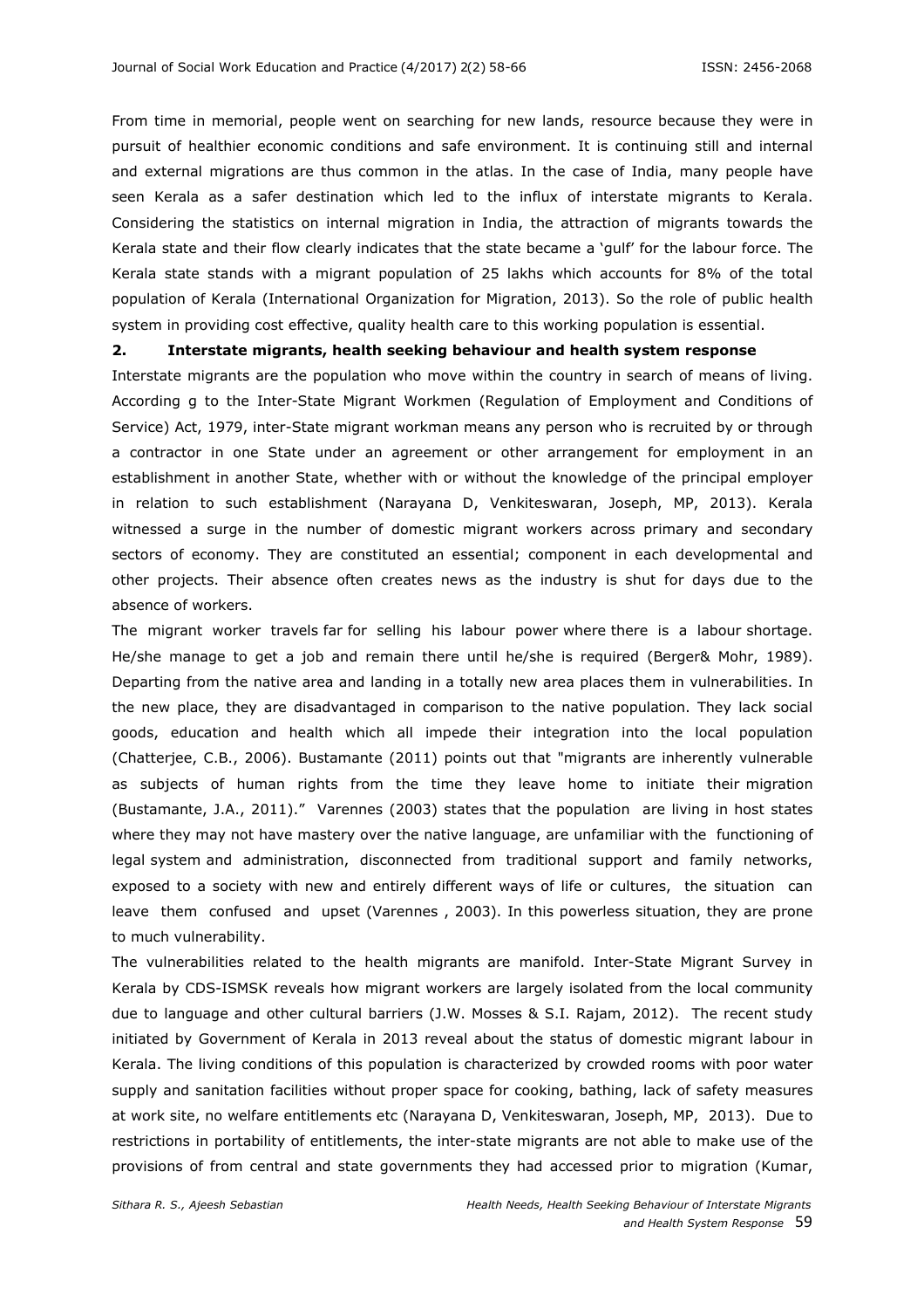From time in memorial, people went on searching for new lands, resource because they were in pursuit of healthier economic conditions and safe environment. It is continuing still and internal and external migrations are thus common in the atlas. In the case of India, many people have seen Kerala as a safer destination which led to the influx of interstate migrants to Kerala. Considering the statistics on internal migration in India, the attraction of migrants towards the Kerala state and their flow clearly indicates that the state became a 'gulf' for the labour force. The Kerala state stands with a migrant population of 25 lakhs which accounts for 8% of the total population of Kerala (International Organization for Migration, 2013). So the role of public health system in providing cost effective, quality health care to this working population is essential.

## 2. Interstate migrants, health seeking behaviour and health system response

Interstate migrants are the population who move within the country in search of means of living. According g to the Inter-State Migrant Workmen (Regulation of Employment and Conditions of Service) Act, 1979, inter-State migrant workman means any person who is recruited by or through a contractor in one State under an agreement or other arrangement for employment in an establishment in another State, whether with or without the knowledge of the principal employer in relation to such establishment (Narayana D, Venkiteswaran, Joseph, MP, 2013). Kerala witnessed a surge in the number of domestic migrant workers across primary and secondary sectors of economy. They are constituted an essential; component in each developmental and other projects. Their absence often creates news as the industry is shut for days due to the absence of workers.

The migrant worker travels far for selling his labour power where there is a labour shortage. He/she manage to get a job and remain there until he/she is required (Berger& Mohr, 1989). Departing from the native area and landing in a totally new area places them in vulnerabilities. In the new place, they are disadvantaged in comparison to the native population. They lack social goods, education and health which all impede their integration into the local population (Chatterjee, C.B., 2006). Bustamante (2011) points out that "migrants are inherently vulnerable as subjects of human rights from the time they leave home to initiate their migration (Bustamante, J.A., 2011)." Varennes (2003) states that the population are living in host states where they may not have mastery over the native language, are unfamiliar with the functioning of legal system and administration, disconnected from traditional support and family networks, exposed to a society with new and entirely different ways of life or cultures, the situation can leave them confused and upset (Varennes , 2003). In this powerless situation, they are prone to much vulnerability.

The vulnerabilities related to the health migrants are manifold. Inter-State Migrant Survey in Kerala by CDS-ISMSK reveals how migrant workers are largely isolated from the local community due to language and other cultural barriers (J.W. Mosses & S.I. Rajam, 2012). The recent study initiated by Government of Kerala in 2013 reveal about the status of domestic migrant labour in Kerala. The living conditions of this population is characterized by crowded rooms with poor water supply and sanitation facilities without proper space for cooking, bathing, lack of safety measures at work site, no welfare entitlements etc (Narayana D, Venkiteswaran, Joseph, MP, 2013). Due to restrictions in portability of entitlements, the inter-state migrants are not able to make use of the provisions of from central and state governments they had accessed prior to migration (Kumar,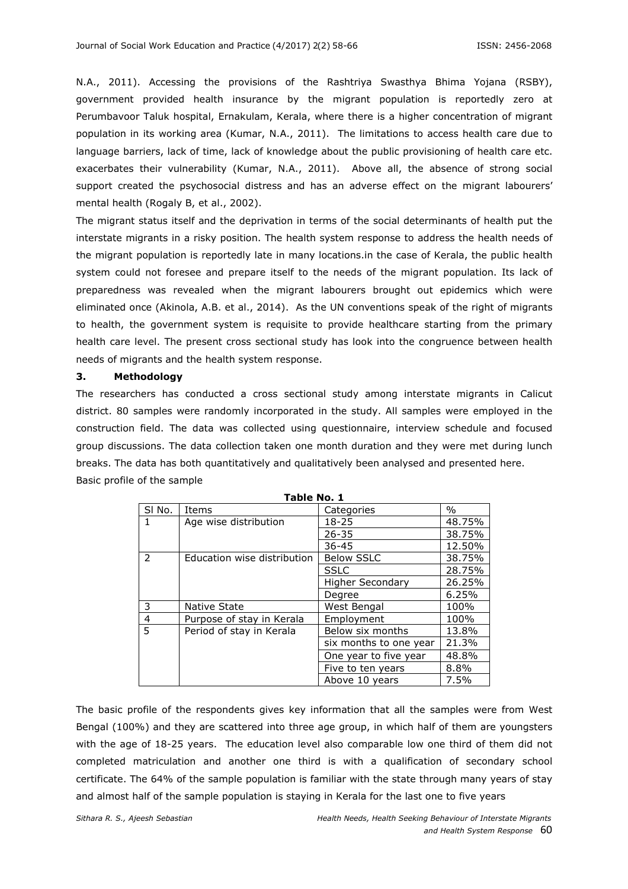N.A., 2011). Accessing the provisions of the Rashtriya Swasthya Bhima Yojana (RSBY), government provided health insurance by the migrant population is reportedly zero at Perumbavoor Taluk hospital, Ernakulam, Kerala, where there is a higher concentration of migrant population in its working area (Kumar, N.A., 2011). The limitations to access health care due to language barriers, lack of time, lack of knowledge about the public provisioning of health care etc. exacerbates their vulnerability (Kumar, N.A., 2011). Above all, the absence of strong social support created the psychosocial distress and has an adverse effect on the migrant labourers' mental health (Rogaly B, et al., 2002).

The migrant status itself and the deprivation in terms of the social determinants of health put the interstate migrants in a risky position. The health system response to address the health needs of the migrant population is reportedly late in many locations.in the case of Kerala, the public health system could not foresee and prepare itself to the needs of the migrant population. Its lack of preparedness was revealed when the migrant labourers brought out epidemics which were eliminated once (Akinola, A.B. et al., 2014). As the UN conventions speak of the right of migrants to health, the government system is requisite to provide healthcare starting from the primary health care level. The present cross sectional study has look into the congruence between health needs of migrants and the health system response.

## 3. Methodology

The researchers has conducted a cross sectional study among interstate migrants in Calicut district. 80 samples were randomly incorporated in the study. All samples were employed in the construction field. The data was collected using questionnaire, interview schedule and focused group discussions. The data collection taken one month duration and they were met during lunch breaks. The data has both quantitatively and qualitatively been analysed and presented here.

Basic profile of the sample

**Table No. 1**

| Sl No. | Items | Categories | % |
|---|---|---|---|
| 1 | Age wise distribution | 18-25 | 48.75% |
| | | 26-35 | 38.75% |
| | | 36-45 | 12.50% |
| 2 | Education wise distribution | Below SSLC | 38.75% |
| | | SSLC | 28.75% |
| | | Higher Secondary | 26.25% |
| | | Degree | 6.25% |
| 3 | Native State | West Bengal | 100% |
| 4 | Purpose of stay in Kerala | Employment | 100% |
| 5 | Period of stay in Kerala | Below six months | 13.8% |
| | | six months to one year | 21.3% |
| | | One year to five year | 48.8% |
| | | Five to ten years | 8.8% |
| | | Above 10 years | 7.5% |

The basic profile of the respondents gives key information that all the samples were from West Bengal (100%) and they are scattered into three age group, in which half of them are youngsters with the age of 18-25 years. The education level also comparable low one third of them did not completed matriculation and another one third is with a qualification of secondary school certificate. The 64% of the sample population is familiar with the state through many years of stay and almost half of the sample population is staying in Kerala for the last one to five years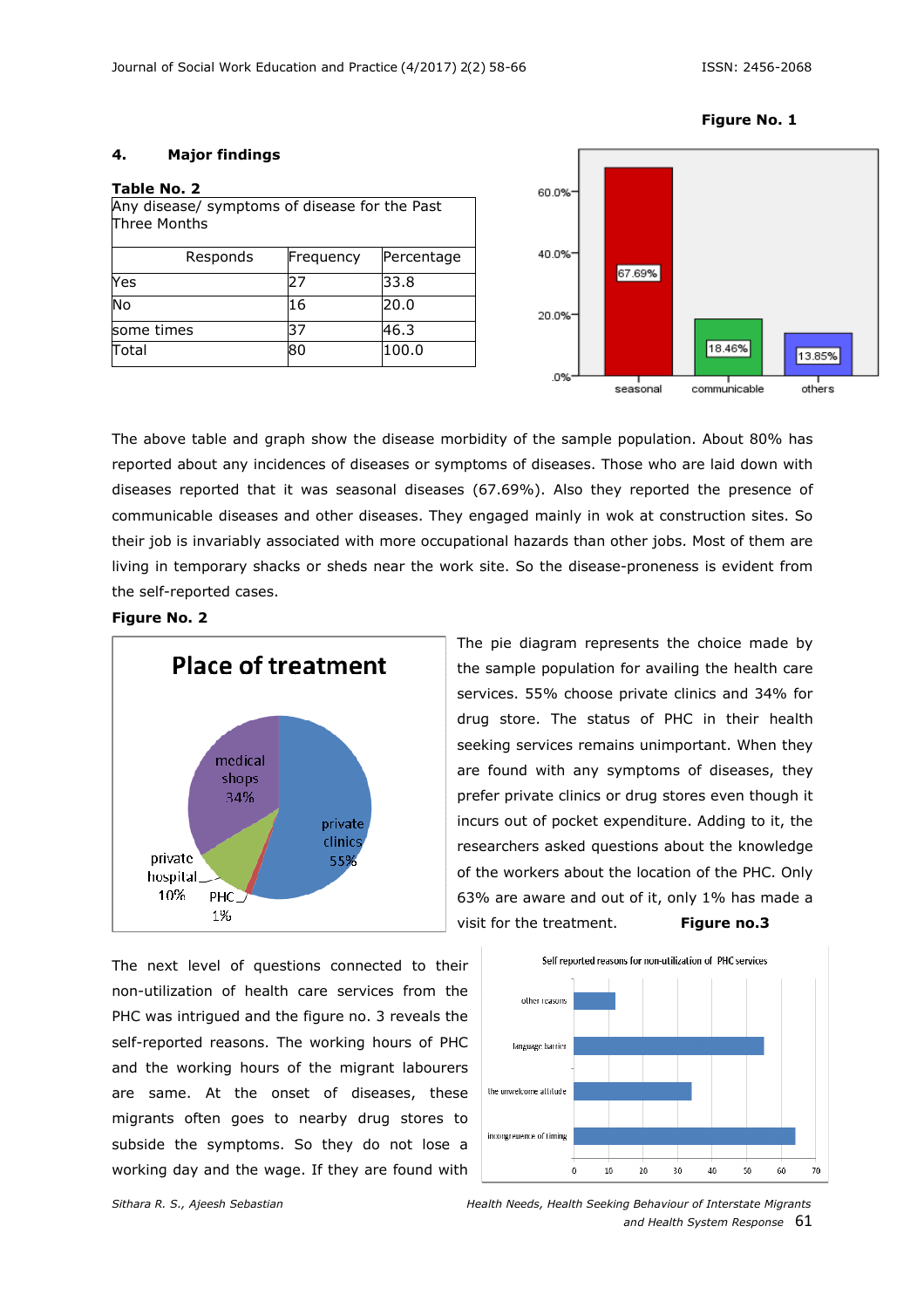## 4. Major findings

**Table No. 2**

| Any disease/ symptoms of disease for the Past Three Months | | |
|---|---|---|
| Responds | Frequency | Percentage |
| Yes | 27 | 33.8 |
| No | 16 | 20.0 |
| some times | 37 | 46.3 |
| Total | 80 | 100.0 |

**Figure No. 1**

The above table and graph show the disease morbidity of the sample population. About 80% has reported about any incidences of diseases or symptoms of diseases. Those who are laid down with diseases reported that it was seasonal diseases (67.69%). Also they reported the presence of communicable diseases and other diseases. They engaged mainly in wok at construction sites. So their job is invariably associated with more occupational hazards than other jobs. Most of them are living in temporary shacks or sheds near the work site. So the disease-proneness is evident from the self-reported cases.

**Figure No. 2**

The pie diagram represents the choice made by the sample population for availing the health care services. 55% choose private clinics and 34% for drug store. The status of PHC in their health seeking services remains unimportant. When they are found with any symptoms of diseases, they prefer private clinics or drug stores even though it incurs out of pocket expenditure. Adding to it, the researchers asked questions about the knowledge of the workers about the location of the PHC. Only 63% are aware and out of it, only 1% has made a visit for the treatment.

**Figure no.3**

The next level of questions connected to their non-utilization of health care services from the PHC was intrigued and the figure no. 3 reveals the self-reported reasons. The working hours of PHC and the working hours of the migrant labourers are same. At the onset of diseases, these migrants often goes to nearby drug stores to subside the symptoms. So they do not lose a working day and the wage. If they are found with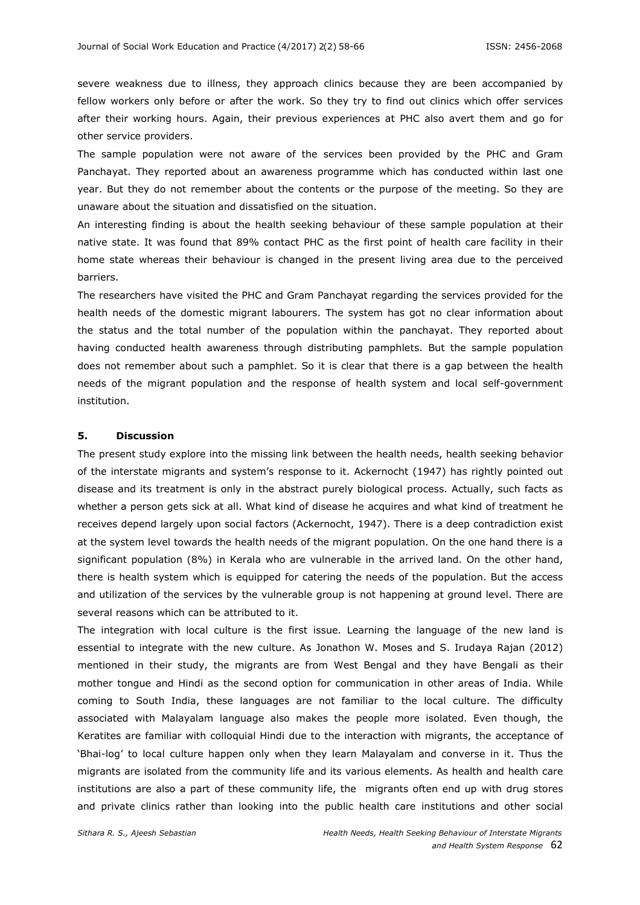severe weakness due to illness, they approach clinics because they are been accompanied by fellow workers only before or after the work. So they try to find out clinics which offer services after their working hours. Again, their previous experiences at PHC also avert them and go for other service providers.

The sample population were not aware of the services been provided by the PHC and Gram Panchayat. They reported about an awareness programme which has conducted within last one year. But they do not remember about the contents or the purpose of the meeting. So they are unaware about the situation and dissatisfied on the situation.

An interesting finding is about the health seeking behaviour of these sample population at their native state. It was found that 89% contact PHC as the first point of health care facility in their home state whereas their behaviour is changed in the present living area due to the perceived barriers.

The researchers have visited the PHC and Gram Panchayat regarding the services provided for the health needs of the domestic migrant labourers. The system has got no clear information about the status and the total number of the population within the panchayat. They reported about having conducted health awareness through distributing pamphlets. But the sample population does not remember about such a pamphlet. So it is clear that there is a gap between the health needs of the migrant population and the response of health system and local self-government institution.

## 5. Discussion

The present study explore into the missing link between the health needs, health seeking behavior of the interstate migrants and system's response to it. Ackernocht (1947) has rightly pointed out disease and its treatment is only in the abstract purely biological process. Actually, such facts as whether a person gets sick at all. What kind of disease he acquires and what kind of treatment he receives depend largely upon social factors (Ackernocht, 1947). There is a deep contradiction exist at the system level towards the health needs of the migrant population. On the one hand there is a significant population (8%) in Kerala who are vulnerable in the arrived land. On the other hand, there is health system which is equipped for catering the needs of the population. But the access and utilization of the services by the vulnerable group is not happening at ground level. There are several reasons which can be attributed to it.

The integration with local culture is the first issue. Learning the language of the new land is essential to integrate with the new culture. As Jonathon W. Moses and S. Irudaya Rajan (2012) mentioned in their study, the migrants are from West Bengal and they have Bengali as their mother tongue and Hindi as the second option for communication in other areas of India. While coming to South India, these languages are not familiar to the local culture. The difficulty associated with Malayalam language also makes the people more isolated. Even though, the Keratites are familiar with colloquial Hindi due to the interaction with migrants, the acceptance of 'Bhai-log' to local culture happen only when they learn Malayalam and converse in it. Thus the migrants are isolated from the community life and its various elements. As health and health care institutions are also a part of these community life, the migrants often end up with drug stores and private clinics rather than looking into the public health care institutions and other social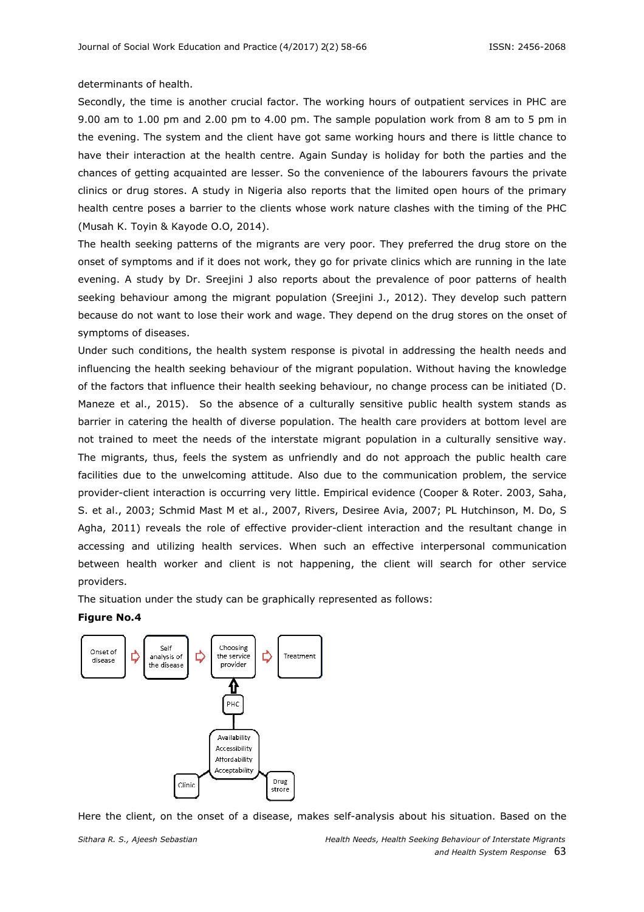determinants of health.

Secondly, the time is another crucial factor. The working hours of outpatient services in PHC are 9.00 am to 1.00 pm and 2.00 pm to 4.00 pm. The sample population work from 8 am to 5 pm in the evening. The system and the client have got same working hours and there is little chance to have their interaction at the health centre. Again Sunday is holiday for both the parties and the chances of getting acquainted are lesser. So the convenience of the labourers favours the private clinics or drug stores. A study in Nigeria also reports that the limited open hours of the primary health centre poses a barrier to the clients whose work nature clashes with the timing of the PHC (Musah K. Toyin & Kayode O.O, 2014).

The health seeking patterns of the migrants are very poor. They preferred the drug store on the onset of symptoms and if it does not work, they go for private clinics which are running in the late evening. A study by Dr. Sreejini J also reports about the prevalence of poor patterns of health seeking behaviour among the migrant population (Sreejini J., 2012). They develop such pattern because do not want to lose their work and wage. They depend on the drug stores on the onset of symptoms of diseases.

Under such conditions, the health system response is pivotal in addressing the health needs and influencing the health seeking behaviour of the migrant population. Without having the knowledge of the factors that influence their health seeking behaviour, no change process can be initiated (D. Maneze et al., 2015). So the absence of a culturally sensitive public health system stands as barrier in catering the health of diverse population. The health care providers at bottom level are not trained to meet the needs of the interstate migrant population in a culturally sensitive way. The migrants, thus, feels the system as unfriendly and do not approach the public health care facilities due to the unwelcoming attitude. Also due to the communication problem, the service provider-client interaction is occurring very little. Empirical evidence (Cooper & Roter. 2003, Saha, S. et al., 2003; Schmid Mast M et al., 2007, Rivers, Desiree Avia, 2007; PL Hutchinson, M. Do, S Agha, 2011) reveals the role of effective provider-client interaction and the resultant change in accessing and utilizing health services. When such an effective interpersonal communication between health worker and client is not happening, the client will search for other service providers.

The situation under the study can be graphically represented as follows:

**Figure No.4**

Onset of disease → Self analysis of the disease → Choosing the service provider → Treatment

PHC

Availability
Accessibility
Affordability
Acceptability

Clinic

Drug strore

Here the client, on the onset of a disease, makes self-analysis about his situation. Based on the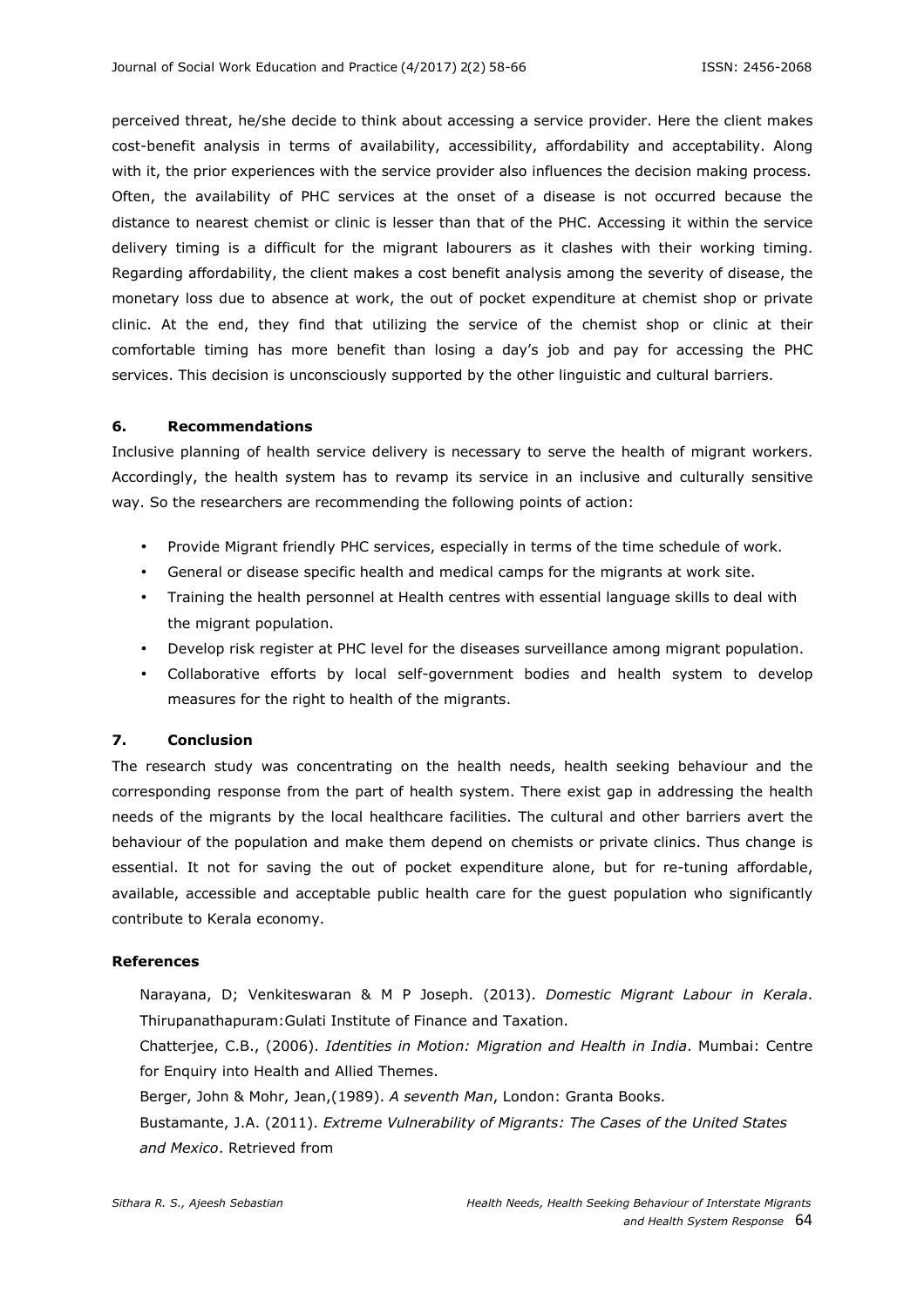perceived threat, he/she decide to think about accessing a service provider. Here the client makes cost-benefit analysis in terms of availability, accessibility, affordability and acceptability. Along with it, the prior experiences with the service provider also influences the decision making process. Often, the availability of PHC services at the onset of a disease is not occurred because the distance to nearest chemist or clinic is lesser than that of the PHC. Accessing it within the service delivery timing is a difficult for the migrant labourers as it clashes with their working timing. Regarding affordability, the client makes a cost benefit analysis among the severity of disease, the monetary loss due to absence at work, the out of pocket expenditure at chemist shop or private clinic. At the end, they find that utilizing the service of the chemist shop or clinic at their comfortable timing has more benefit than losing a day's job and pay for accessing the PHC services. This decision is unconsciously supported by the other linguistic and cultural barriers.

## 6. Recommendations

Inclusive planning of health service delivery is necessary to serve the health of migrant workers. Accordingly, the health system has to revamp its service in an inclusive and culturally sensitive way. So the researchers are recommending the following points of action:

- Provide Migrant friendly PHC services, especially in terms of the time schedule of work.
- General or disease specific health and medical camps for the migrants at work site.
- Training the health personnel at Health centres with essential language skills to deal with the migrant population.
- Develop risk register at PHC level for the diseases surveillance among migrant population.
- Collaborative efforts by local self-government bodies and health system to develop measures for the right to health of the migrants.

## 7. Conclusion

The research study was concentrating on the health needs, health seeking behaviour and the corresponding response from the part of health system. There exist gap in addressing the health needs of the migrants by the local healthcare facilities. The cultural and other barriers avert the behaviour of the population and make them depend on chemists or private clinics. Thus change is essential. It not for saving the out of pocket expenditure alone, but for re-tuning affordable, available, accessible and acceptable public health care for the guest population who significantly contribute to Kerala economy.

## References

Narayana, D; Venkiteswaran & M P Joseph. (2013). *Domestic Migrant Labour in Kerala*. Thirupanathapuram:Gulati Institute of Finance and Taxation.

Chatterjee, C.B., (2006). *Identities in Motion: Migration and Health in India*. Mumbai: Centre for Enquiry into Health and Allied Themes.

Berger, John & Mohr, Jean,(1989). *A seventh Man*, London: Granta Books.

Bustamante, J.A. (2011). *Extreme Vulnerability of Migrants: The Cases of the United States and Mexico*. Retrieved from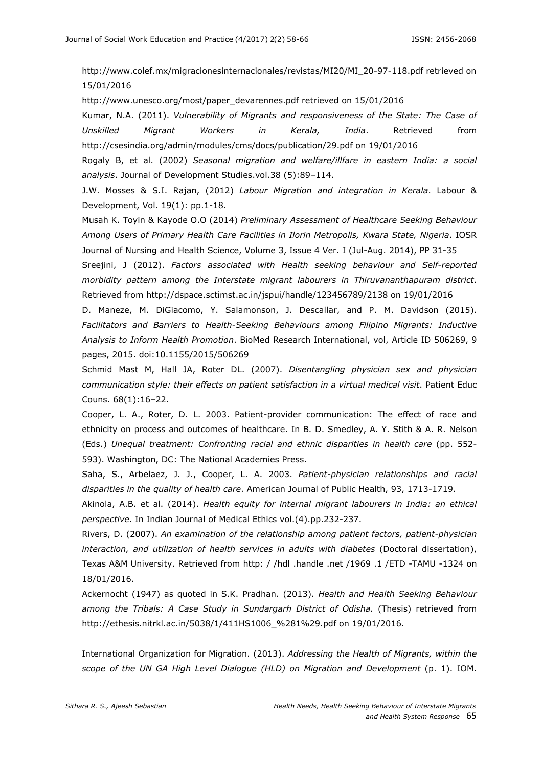http://www.colef.mx/migracionesinternacionales/revistas/MI20/MI_20-97-118.pdf retrieved on 15/01/2016

http://www.unesco.org/most/paper_devarennes.pdf retrieved on 15/01/2016

Kumar, N.A. (2011). *Vulnerability of Migrants and responsiveness of the State: The Case of Unskilled Migrant Workers in Kerala, India*. Retrieved from http://csesindia.org/admin/modules/cms/docs/publication/29.pdf on 19/01/2016

Rogaly B, et al. (2002) *Seasonal migration and welfare/illfare in eastern India: a social analysis*. Journal of Development Studies.vol.38 (5):89–114.

J.W. Mosses & S.I. Rajan, (2012) *Labour Migration and integration in Kerala*. Labour & Development, Vol. 19(1): pp.1-18.

Musah K. Toyin & Kayode O.O (2014) *Preliminary Assessment of Healthcare Seeking Behaviour Among Users of Primary Health Care Facilities in Ilorin Metropolis, Kwara State, Nigeria*. IOSR Journal of Nursing and Health Science, Volume 3, Issue 4 Ver. I (Jul-Aug. 2014), PP 31-35

Sreejini, J (2012). *Factors associated with Health seeking behaviour and Self-reported morbidity pattern among the Interstate migrant labourers in Thiruvananthapuram district*. Retrieved from http://dspace.sctimst.ac.in/jspui/handle/123456789/2138 on 19/01/2016

D. Maneze, M. DiGiacomo, Y. Salamonson, J. Descallar, and P. M. Davidson (2015). *Facilitators and Barriers to Health-Seeking Behaviours among Filipino Migrants: Inductive Analysis to Inform Health Promotion*. BioMed Research International, vol, Article ID 506269, 9 pages, 2015. doi:10.1155/2015/506269

Schmid Mast M, Hall JA, Roter DL. (2007). *Disentangling physician sex and physician communication style: their effects on patient satisfaction in a virtual medical visit*. Patient Educ Couns. 68(1):16–22.

Cooper, L. A., Roter, D. L. 2003. Patient-provider communication: The effect of race and ethnicity on process and outcomes of healthcare. In B. D. Smedley, A. Y. Stith & A. R. Nelson (Eds.) *Unequal treatment: Confronting racial and ethnic disparities in health care* (pp. 552-593). Washington, DC: The National Academies Press.

Saha, S., Arbelaez, J. J., Cooper, L. A. 2003. *Patient-physician relationships and racial disparities in the quality of health care*. American Journal of Public Health, 93, 1713-1719.

Akinola, A.B. et al. (2014). *Health equity for internal migrant labourers in India: an ethical perspective*. In Indian Journal of Medical Ethics vol.(4).pp.232-237.

Rivers, D. (2007). *An examination of the relationship among patient factors, patient-physician interaction, and utilization of health services in adults with diabetes* (Doctoral dissertation), Texas A&M University. Retrieved from http: / /hdl .handle .net /1969 .1 /ETD -TAMU -1324 on 18/01/2016.

Ackernocht (1947) as quoted in S.K. Pradhan. (2013). *Health and Health Seeking Behaviour among the Tribals: A Case Study in Sundargarh District of Odisha.* (Thesis) retrieved from http://ethesis.nitrkl.ac.in/5038/1/411HS1006_%281%29.pdf on 19/01/2016.

International Organization for Migration. (2013). *Addressing the Health of Migrants, within the scope of the UN GA High Level Dialogue (HLD) on Migration and Development* (p. 1). IOM.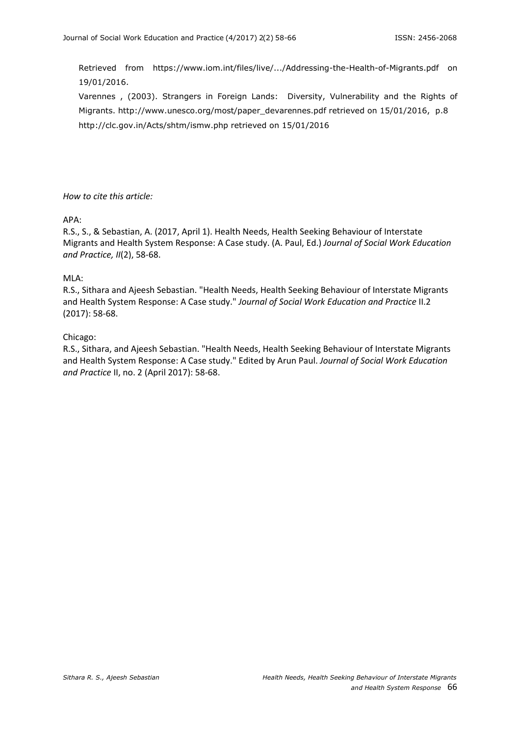Retrieved from https://www.iom.int/files/live/.../Addressing-the-Health-of-Migrants.pdf on 19/01/2016.

Varennes , (2003). Strangers in Foreign Lands: Diversity, Vulnerability and the Rights of Migrants. http://www.unesco.org/most/paper_devarennes.pdf retrieved on 15/01/2016, p.8

http://clc.gov.in/Acts/shtm/ismw.php retrieved on 15/01/2016

*How to cite this article:*

APA:

R.S., S., & Sebastian, A. (2017, April 1). Health Needs, Health Seeking Behaviour of Interstate Migrants and Health System Response: A Case study. (A. Paul, Ed.) *Journal of Social Work Education and Practice, II*(2), 58-68.

MLA:

R.S., Sithara and Ajeesh Sebastian. "Health Needs, Health Seeking Behaviour of Interstate Migrants and Health System Response: A Case study." *Journal of Social Work Education and Practice* II.2 (2017): 58-68.

Chicago:

R.S., Sithara, and Ajeesh Sebastian. "Health Needs, Health Seeking Behaviour of Interstate Migrants and Health System Response: A Case study." Edited by Arun Paul. *Journal of Social Work Education and Practice* II, no. 2 (April 2017): 58-68.